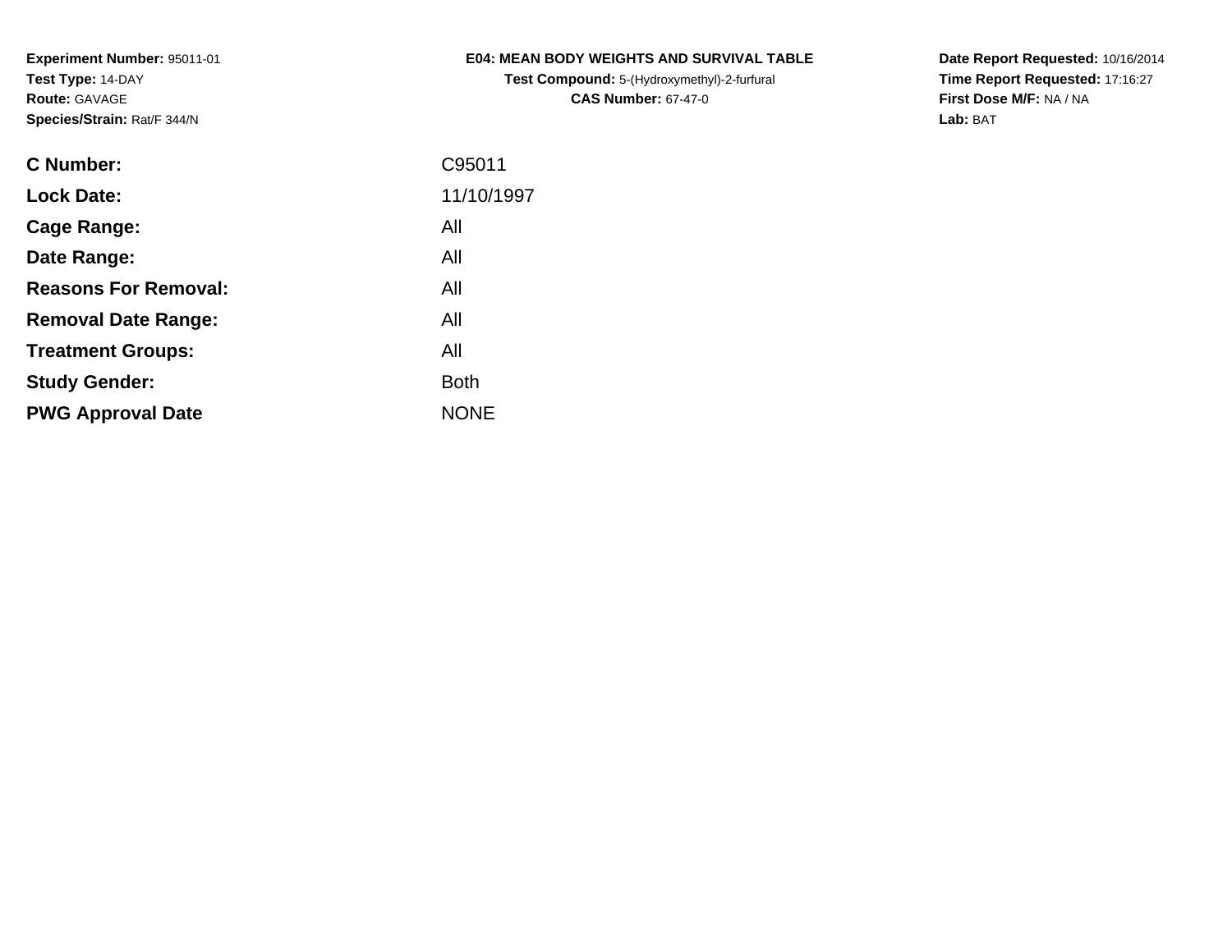**Experiment Number:** 95011-01
**Test Type:** 14-DAY
**Route:** GAVAGE
**Species/Strain:** Rat/F 344/N

**E04: MEAN BODY WEIGHTS AND SURVIVAL TABLE**
**Test Compound:** 5-(Hydroxymethyl)-2-furfural
**CAS Number:** 67-47-0

**Date Report Requested:** 10/16/2014
**Time Report Requested:** 17:16:27
**First Dose M/F:** NA / NA
**Lab:** BAT

| | |
|---|---|
| **C Number:** | C95011 |
| **Lock Date:** | 11/10/1997 |
| **Cage Range:** | All |
| **Date Range:** | All |
| **Reasons For Removal:** | All |
| **Removal Date Range:** | All |
| **Treatment Groups:** | All |
| **Study Gender:** | Both |
| **PWG Approval Date** | NONE |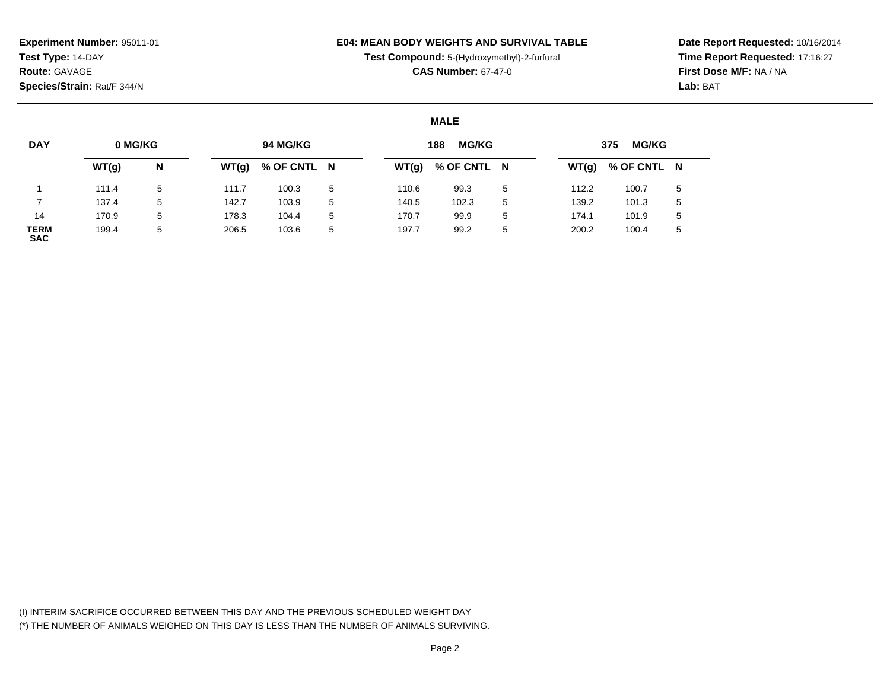**Experiment Number:** 95011-01
**Test Type:** 14-DAY
**Route:** GAVAGE
**Species/Strain:** Rat/F 344/N

**E04: MEAN BODY WEIGHTS AND SURVIVAL TABLE**
**Test Compound:** 5-(Hydroxymethyl)-2-furfural
**CAS Number:** 67-47-0

**Date Report Requested:** 10/16/2014
**Time Report Requested:** 17:16:27
**First Dose M/F:** NA / NA
**Lab:** BAT

## MALE

| DAY | 0 MG/KG | | 94 MG/KG | | | 188 MG/KG | | | 375 MG/KG | | |
|---|---|---|---|---|---|---|---|---|---|---|---|
| | WT(g) | N | WT(g) | % OF CNTL | N | WT(g) | % OF CNTL | N | WT(g) | % OF CNTL | N |
| 1 | 111.4 | 5 | 111.7 | 100.3 | 5 | 110.6 | 99.3 | 5 | 112.2 | 100.7 | 5 |
| 7 | 137.4 | 5 | 142.7 | 103.9 | 5 | 140.5 | 102.3 | 5 | 139.2 | 101.3 | 5 |
| 14 | 170.9 | 5 | 178.3 | 104.4 | 5 | 170.7 | 99.9 | 5 | 174.1 | 101.9 | 5 |
| TERM SAC | 199.4 | 5 | 206.5 | 103.6 | 5 | 197.7 | 99.2 | 5 | 200.2 | 100.4 | 5 |

(I) INTERIM SACRIFICE OCCURRED BETWEEN THIS DAY AND THE PREVIOUS SCHEDULED WEIGHT DAY
(*) THE NUMBER OF ANIMALS WEIGHED ON THIS DAY IS LESS THAN THE NUMBER OF ANIMALS SURVIVING.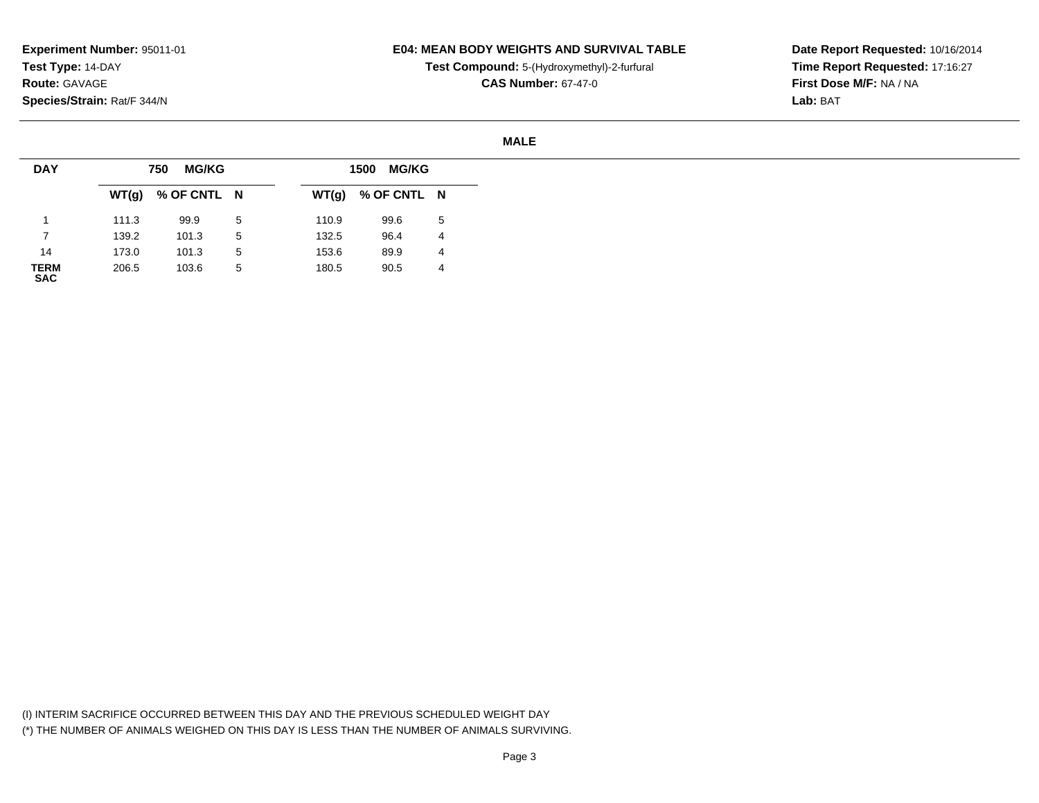**Experiment Number:** 95011-01
**Test Type:** 14-DAY
**Route:** GAVAGE
**Species/Strain:** Rat/F 344/N

**E04: MEAN BODY WEIGHTS AND SURVIVAL TABLE**
**Test Compound:** 5-(Hydroxymethyl)-2-furfural
**CAS Number:** 67-47-0

**Date Report Requested:** 10/16/2014
**Time Report Requested:** 17:16:27
**First Dose M/F:** NA / NA
**Lab:** BAT

**MALE**

| DAY | 750 MG/KG | | | 1500 MG/KG | | |
|---|---|---|---|---|---|---|
| | WT(g) | % OF CNTL | N | WT(g) | % OF CNTL | N |
| 1 | 111.3 | 99.9 | 5 | 110.9 | 99.6 | 5 |
| 7 | 139.2 | 101.3 | 5 | 132.5 | 96.4 | 4 |
| 14 | 173.0 | 101.3 | 5 | 153.6 | 89.9 | 4 |
| TERM SAC | 206.5 | 103.6 | 5 | 180.5 | 90.5 | 4 |

(I) INTERIM SACRIFICE OCCURRED BETWEEN THIS DAY AND THE PREVIOUS SCHEDULED WEIGHT DAY
(*) THE NUMBER OF ANIMALS WEIGHED ON THIS DAY IS LESS THAN THE NUMBER OF ANIMALS SURVIVING.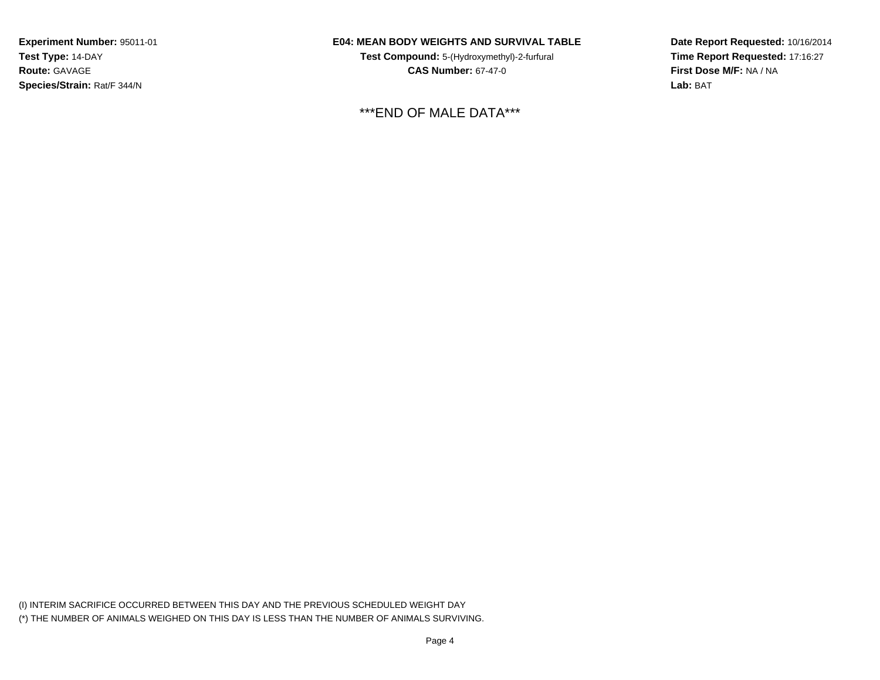**Experiment Number:** 95011-01
**Test Type:** 14-DAY
**Route:** GAVAGE
**Species/Strain:** Rat/F 344/N

**E04: MEAN BODY WEIGHTS AND SURVIVAL TABLE**
**Test Compound:** 5-(Hydroxymethyl)-2-furfural
**CAS Number:** 67-47-0

**Date Report Requested:** 10/16/2014
**Time Report Requested:** 17:16:27
**First Dose M/F:** NA / NA
**Lab:** BAT

***END OF MALE DATA***

(I) INTERIM SACRIFICE OCCURRED BETWEEN THIS DAY AND THE PREVIOUS SCHEDULED WEIGHT DAY
(*) THE NUMBER OF ANIMALS WEIGHED ON THIS DAY IS LESS THAN THE NUMBER OF ANIMALS SURVIVING.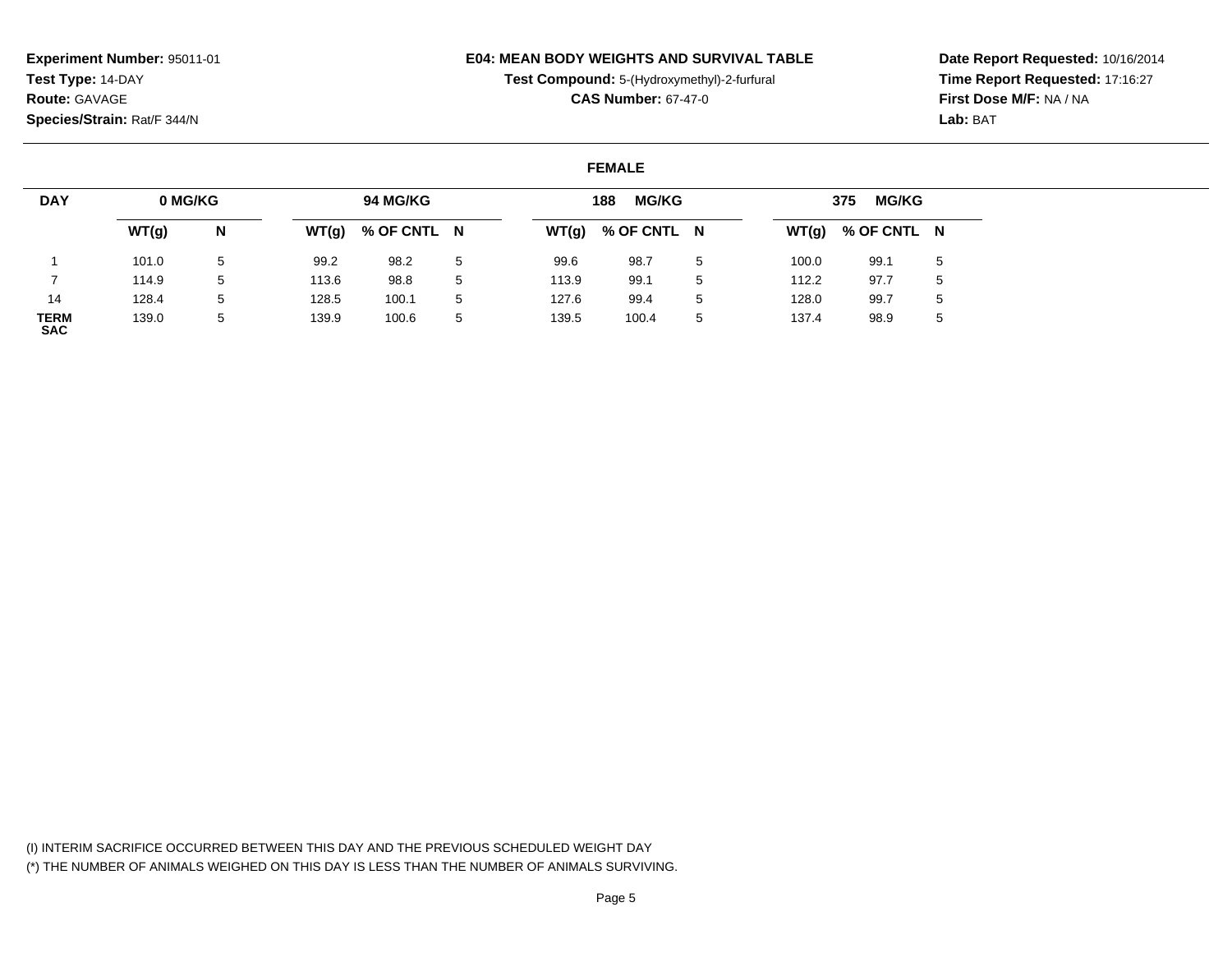**Experiment Number:** 95011-01
**Test Type:** 14-DAY
**Route:** GAVAGE
**Species/Strain:** Rat/F 344/N

**E04: MEAN BODY WEIGHTS AND SURVIVAL TABLE**
**Test Compound:** 5-(Hydroxymethyl)-2-furfural
**CAS Number:** 67-47-0

**Date Report Requested:** 10/16/2014
**Time Report Requested:** 17:16:27
**First Dose M/F:** NA / NA
**Lab:** BAT

**FEMALE**

| DAY | 0 MG/KG | | 94 MG/KG | | | 188 MG/KG | | | 375 MG/KG | | |
|---|---|---|---|---|---|---|---|---|---|---|---|
| | WT(g) | N | WT(g) | % OF CNTL | N | WT(g) | % OF CNTL | N | WT(g) | % OF CNTL | N |
| 1 | 101.0 | 5 | 99.2 | 98.2 | 5 | 99.6 | 98.7 | 5 | 100.0 | 99.1 | 5 |
| 7 | 114.9 | 5 | 113.6 | 98.8 | 5 | 113.9 | 99.1 | 5 | 112.2 | 97.7 | 5 |
| 14 | 128.4 | 5 | 128.5 | 100.1 | 5 | 127.6 | 99.4 | 5 | 128.0 | 99.7 | 5 |
| TERM SAC | 139.0 | 5 | 139.9 | 100.6 | 5 | 139.5 | 100.4 | 5 | 137.4 | 98.9 | 5 |

(I) INTERIM SACRIFICE OCCURRED BETWEEN THIS DAY AND THE PREVIOUS SCHEDULED WEIGHT DAY
(*) THE NUMBER OF ANIMALS WEIGHED ON THIS DAY IS LESS THAN THE NUMBER OF ANIMALS SURVIVING.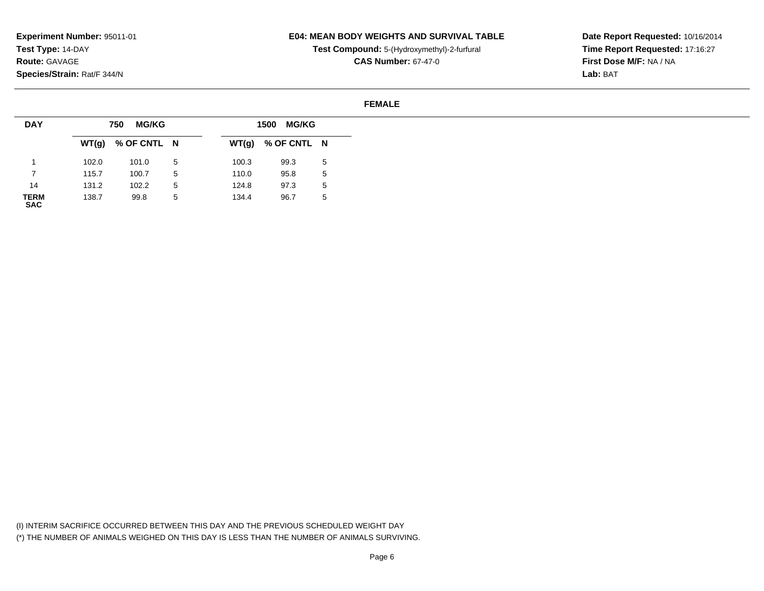**Experiment Number:** 95011-01
**Test Type:** 14-DAY
**Route:** GAVAGE
**Species/Strain:** Rat/F 344/N

**E04: MEAN BODY WEIGHTS AND SURVIVAL TABLE**
**Test Compound:** 5-(Hydroxymethyl)-2-furfural
**CAS Number:** 67-47-0

**Date Report Requested:** 10/16/2014
**Time Report Requested:** 17:16:27
**First Dose M/F:** NA / NA
**Lab:** BAT

**FEMALE**

| DAY | 750 MG/KG | | | 1500 MG/KG | | |
|---|---|---|---|---|---|---|
| | WT(g) | % OF CNTL | N | WT(g) | % OF CNTL | N |
| 1 | 102.0 | 101.0 | 5 | 100.3 | 99.3 | 5 |
| 7 | 115.7 | 100.7 | 5 | 110.0 | 95.8 | 5 |
| 14 | 131.2 | 102.2 | 5 | 124.8 | 97.3 | 5 |
| TERM SAC | 138.7 | 99.8 | 5 | 134.4 | 96.7 | 5 |

(I) INTERIM SACRIFICE OCCURRED BETWEEN THIS DAY AND THE PREVIOUS SCHEDULED WEIGHT DAY
(*) THE NUMBER OF ANIMALS WEIGHED ON THIS DAY IS LESS THAN THE NUMBER OF ANIMALS SURVIVING.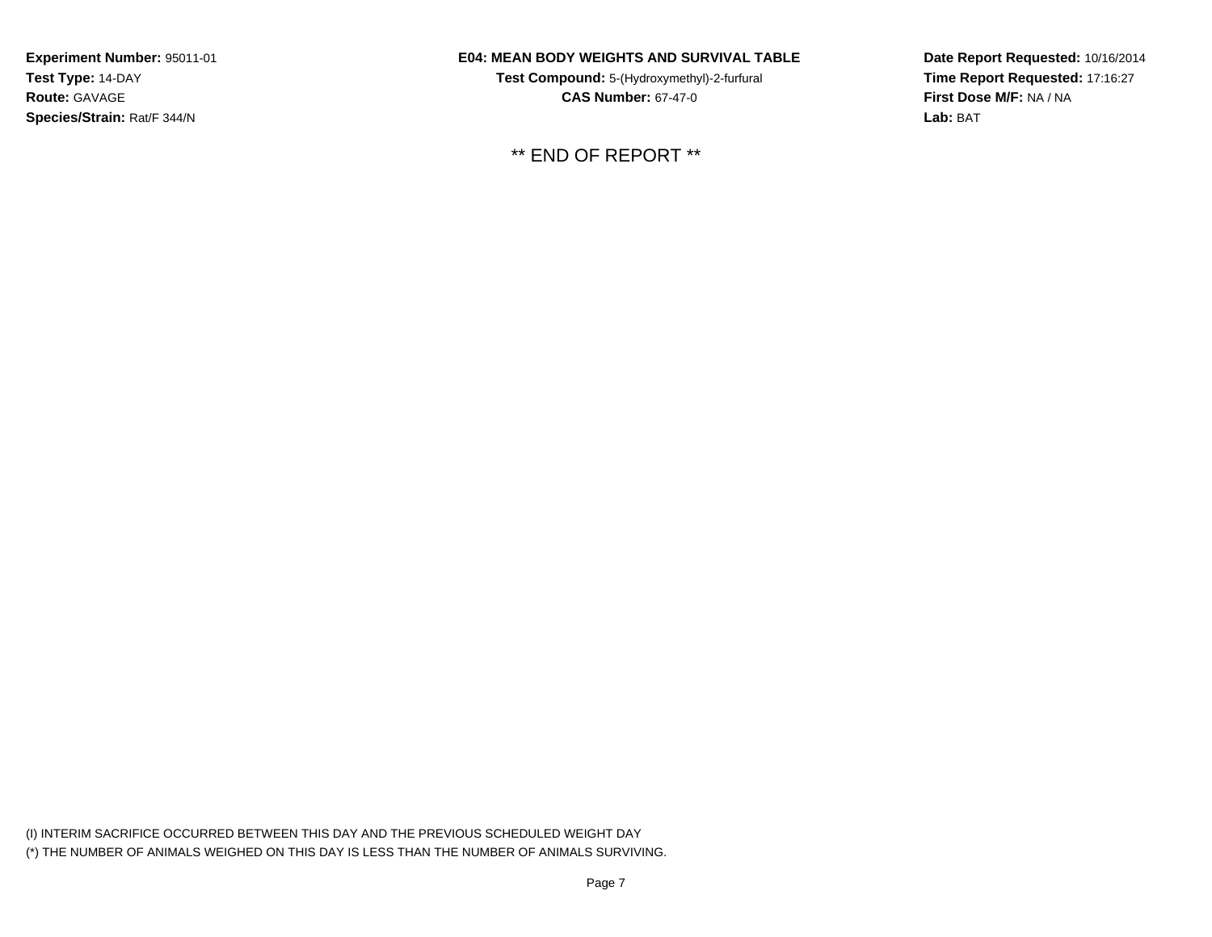**Experiment Number:** 95011-01
**Test Type:** 14-DAY
**Route:** GAVAGE
**Species/Strain:** Rat/F 344/N

**E04: MEAN BODY WEIGHTS AND SURVIVAL TABLE**
**Test Compound:** 5-(Hydroxymethyl)-2-furfural
**CAS Number:** 67-47-0

**Date Report Requested:** 10/16/2014
**Time Report Requested:** 17:16:27
**First Dose M/F:** NA / NA
**Lab:** BAT

** END OF REPORT **

(I) INTERIM SACRIFICE OCCURRED BETWEEN THIS DAY AND THE PREVIOUS SCHEDULED WEIGHT DAY
(*) THE NUMBER OF ANIMALS WEIGHED ON THIS DAY IS LESS THAN THE NUMBER OF ANIMALS SURVIVING.